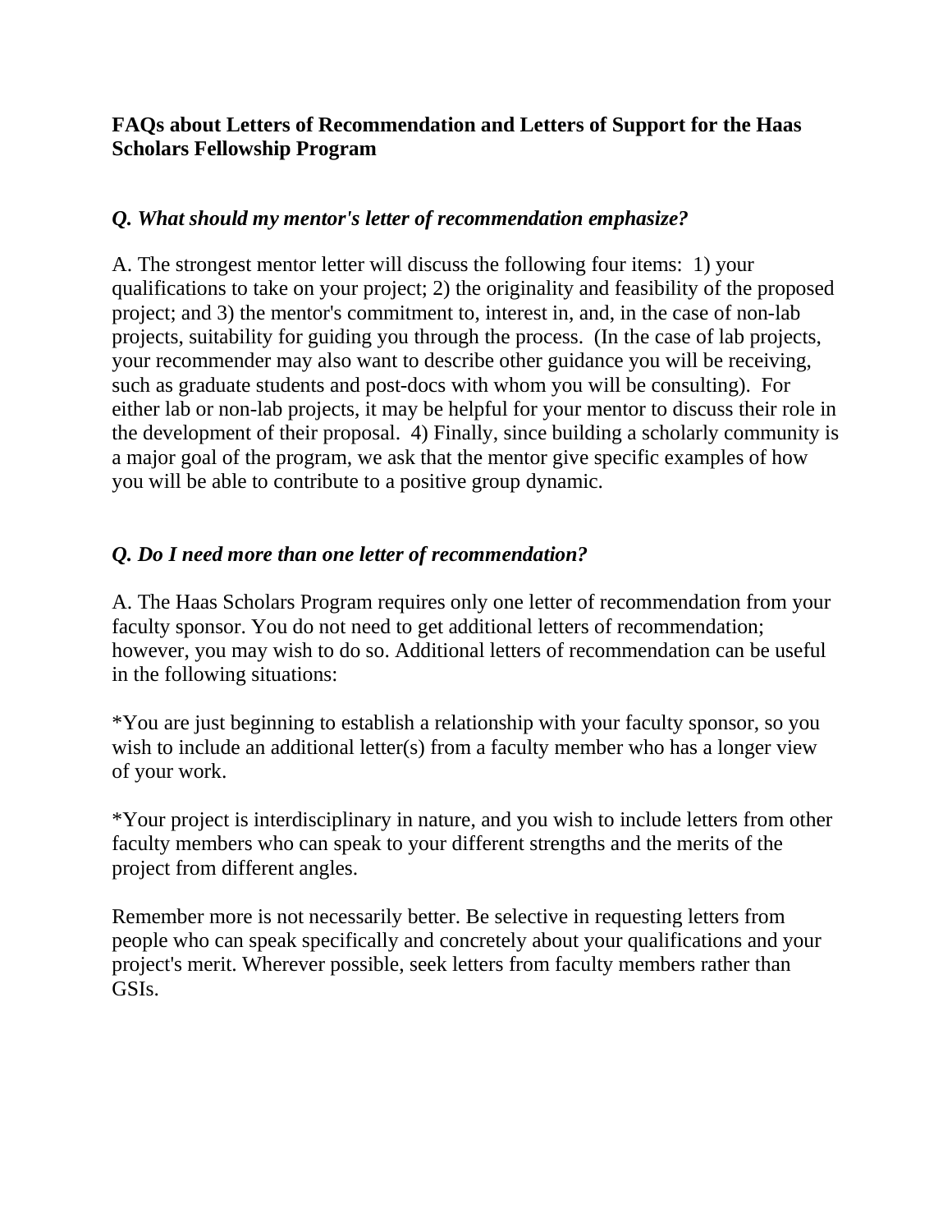**FAQs about Letters of Recommendation and Letters of Support for the Haas Scholars Fellowship Program**

***Q. What should my mentor's letter of recommendation emphasize?***

A. The strongest mentor letter will discuss the following four items: 1) your qualifications to take on your project; 2) the originality and feasibility of the proposed project; and 3) the mentor's commitment to, interest in, and, in the case of non-lab projects, suitability for guiding you through the process. (In the case of lab projects, your recommender may also want to describe other guidance you will be receiving, such as graduate students and post-docs with whom you will be consulting). For either lab or non-lab projects, it may be helpful for your mentor to discuss their role in the development of their proposal. 4) Finally, since building a scholarly community is a major goal of the program, we ask that the mentor give specific examples of how you will be able to contribute to a positive group dynamic.

***Q. Do I need more than one letter of recommendation?***

A. The Haas Scholars Program requires only one letter of recommendation from your faculty sponsor. You do not need to get additional letters of recommendation; however, you may wish to do so. Additional letters of recommendation can be useful in the following situations:

*You are just beginning to establish a relationship with your faculty sponsor, so you wish to include an additional letter(s) from a faculty member who has a longer view of your work.

*Your project is interdisciplinary in nature, and you wish to include letters from other faculty members who can speak to your different strengths and the merits of the project from different angles.

Remember more is not necessarily better. Be selective in requesting letters from people who can speak specifically and concretely about your qualifications and your project's merit. Wherever possible, seek letters from faculty members rather than GSIs.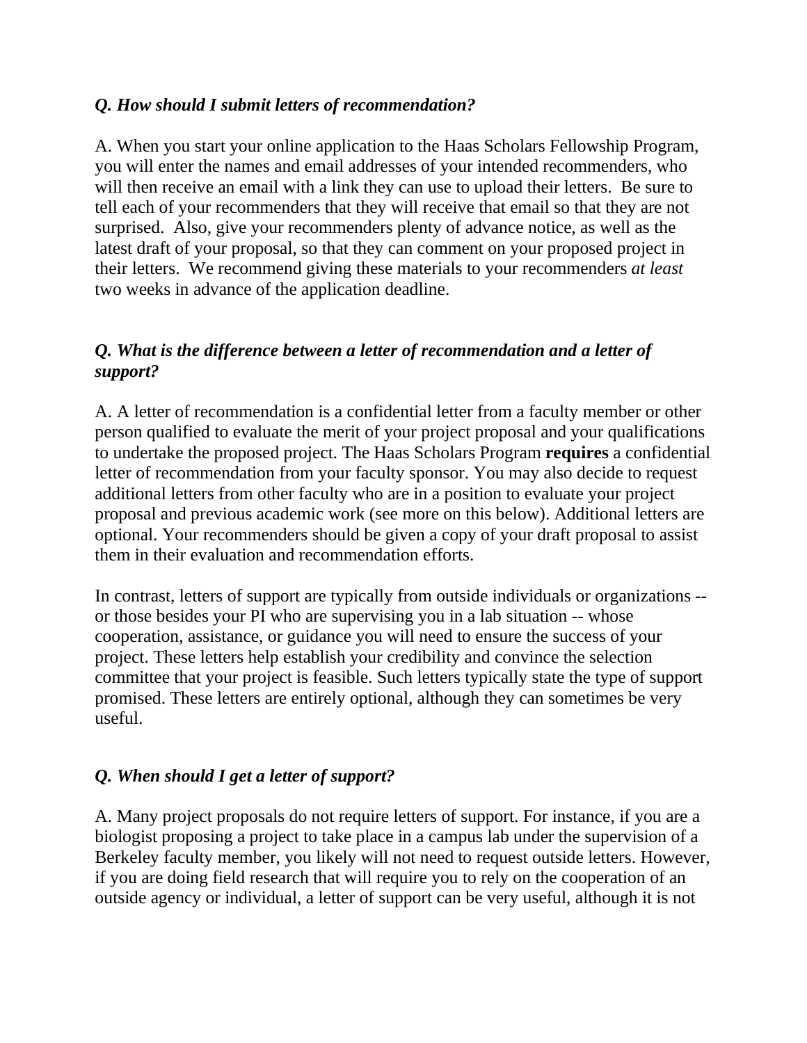***Q. How should I submit letters of recommendation?***

A. When you start your online application to the Haas Scholars Fellowship Program, you will enter the names and email addresses of your intended recommenders, who will then receive an email with a link they can use to upload their letters. Be sure to tell each of your recommenders that they will receive that email so that they are not surprised. Also, give your recommenders plenty of advance notice, as well as the latest draft of your proposal, so that they can comment on your proposed project in their letters. We recommend giving these materials to your recommenders *at least* two weeks in advance of the application deadline.

***Q. What is the difference between a letter of recommendation and a letter of support?***

A. A letter of recommendation is a confidential letter from a faculty member or other person qualified to evaluate the merit of your project proposal and your qualifications to undertake the proposed project. The Haas Scholars Program **requires** a confidential letter of recommendation from your faculty sponsor. You may also decide to request additional letters from other faculty who are in a position to evaluate your project proposal and previous academic work (see more on this below). Additional letters are optional. Your recommenders should be given a copy of your draft proposal to assist them in their evaluation and recommendation efforts.

In contrast, letters of support are typically from outside individuals or organizations -- or those besides your PI who are supervising you in a lab situation -- whose cooperation, assistance, or guidance you will need to ensure the success of your project. These letters help establish your credibility and convince the selection committee that your project is feasible. Such letters typically state the type of support promised. These letters are entirely optional, although they can sometimes be very useful.

***Q. When should I get a letter of support?***

A. Many project proposals do not require letters of support. For instance, if you are a biologist proposing a project to take place in a campus lab under the supervision of a Berkeley faculty member, you likely will not need to request outside letters. However, if you are doing field research that will require you to rely on the cooperation of an outside agency or individual, a letter of support can be very useful, although it is not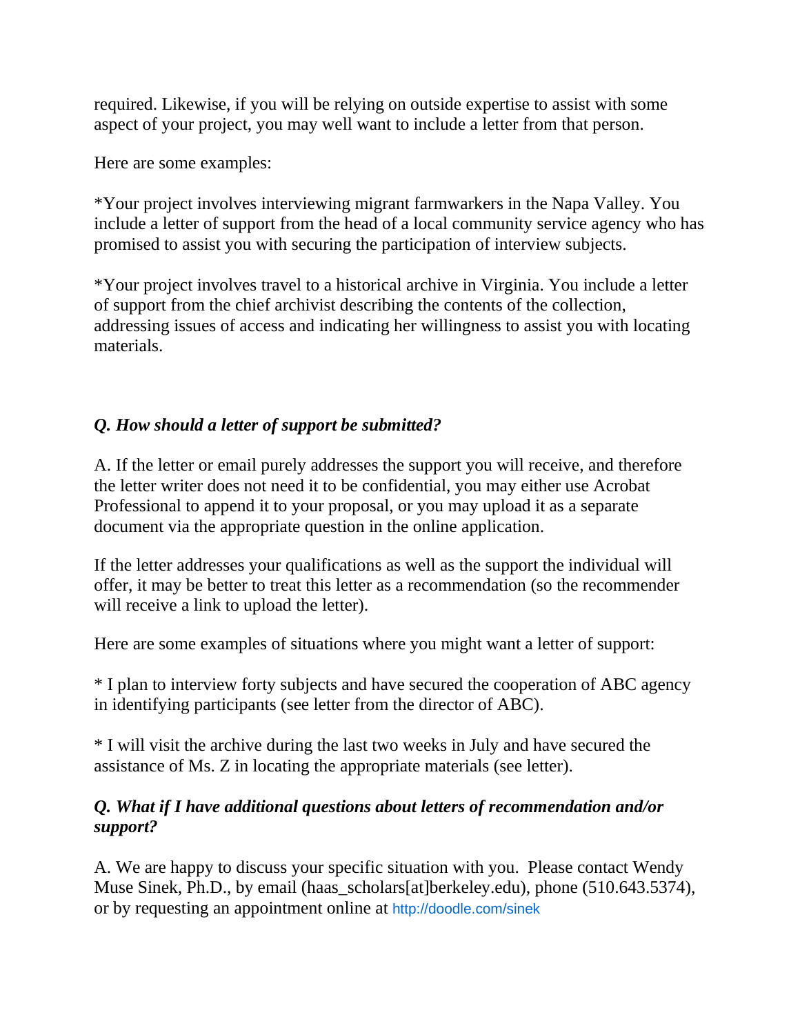required. Likewise, if you will be relying on outside expertise to assist with some aspect of your project, you may well want to include a letter from that person.

Here are some examples:

*Your project involves interviewing migrant farmworkers in the Napa Valley. You include a letter of support from the head of a local community service agency who has promised to assist you with securing the participation of interview subjects.

*Your project involves travel to a historical archive in Virginia. You include a letter of support from the chief archivist describing the contents of the collection, addressing issues of access and indicating her willingness to assist you with locating materials.

***Q. How should a letter of support be submitted?***

A. If the letter or email purely addresses the support you will receive, and therefore the letter writer does not need it to be confidential, you may either use Acrobat Professional to append it to your proposal, or you may upload it as a separate document via the appropriate question in the online application.

If the letter addresses your qualifications as well as the support the individual will offer, it may be better to treat this letter as a recommendation (so the recommender will receive a link to upload the letter).

Here are some examples of situations where you might want a letter of support:

* I plan to interview forty subjects and have secured the cooperation of ABC agency in identifying participants (see letter from the director of ABC).

* I will visit the archive during the last two weeks in July and have secured the assistance of Ms. Z in locating the appropriate materials (see letter).

***Q. What if I have additional questions about letters of recommendation and/or support?***

A. We are happy to discuss your specific situation with you. Please contact Wendy Muse Sinek, Ph.D., by email (haas_scholars[at]berkeley.edu), phone (510.643.5374), or by requesting an appointment online at http://doodle.com/sinek